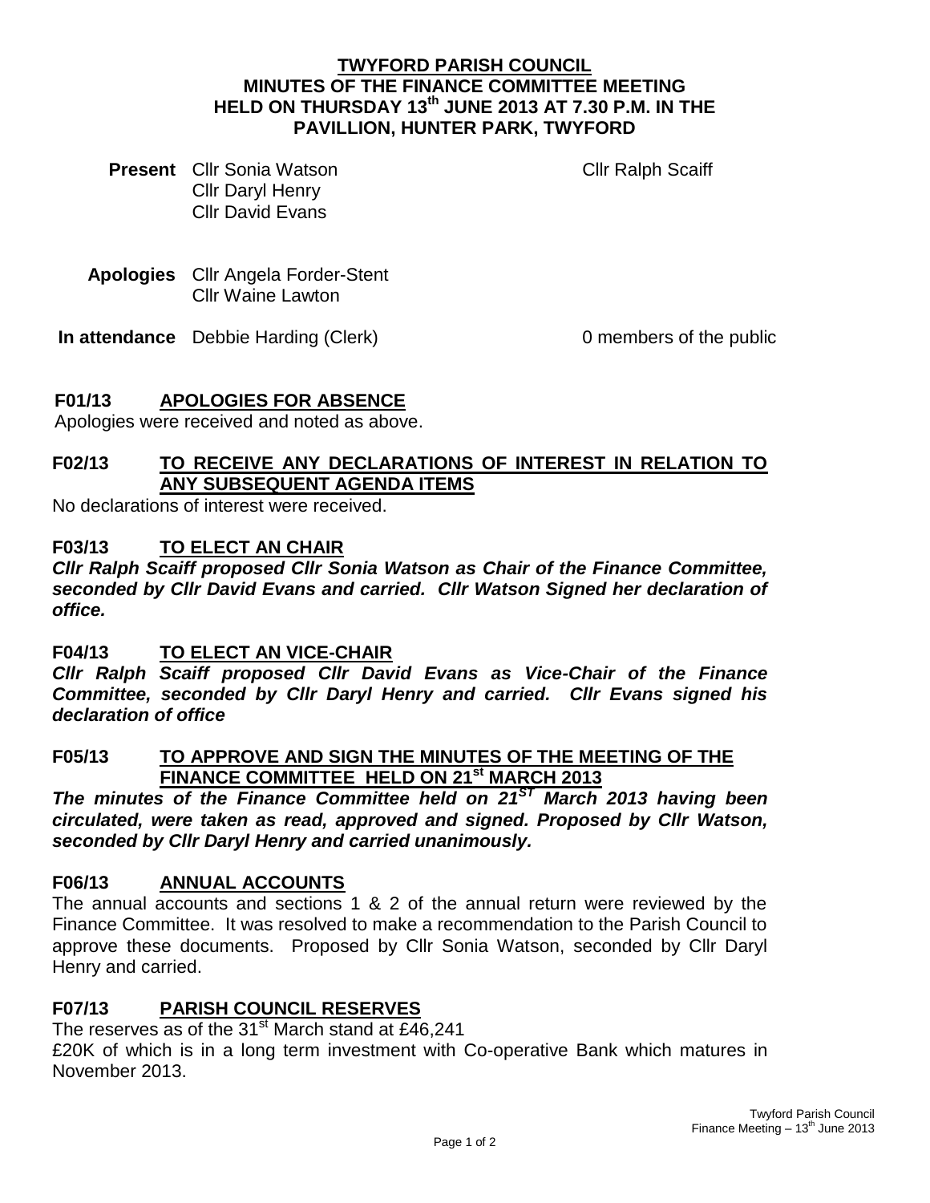**TWYFORD PARISH COUNCIL**
**MINUTES OF THE FINANCE COMMITTEE MEETING HELD ON THURSDAY 13th JUNE 2013 AT 7.30 P.M. IN THE PAVILLION, HUNTER PARK, TWYFORD**

**Present** Cllr Sonia Watson
Cllr Daryl Henry
Cllr David Evans
Cllr Ralph Scaiff

**Apologies** Cllr Angela Forder-Stent
Cllr Waine Lawton

**In attendance** Debbie Harding (Clerk) 0 members of the public

## F01/13 APOLOGIES FOR ABSENCE

Apologies were received and noted as above.

## F02/13 TO RECEIVE ANY DECLARATIONS OF INTEREST IN RELATION TO ANY SUBSEQUENT AGENDA ITEMS

No declarations of interest were received.

## F03/13 TO ELECT AN CHAIR

***Cllr Ralph Scaiff proposed Cllr Sonia Watson as Chair of the Finance Committee, seconded by Cllr David Evans and carried. Cllr Watson Signed her declaration of office.***

## F04/13 TO ELECT AN VICE-CHAIR

***Cllr Ralph Scaiff proposed Cllr David Evans as Vice-Chair of the Finance Committee, seconded by Cllr Daryl Henry and carried. Cllr Evans signed his declaration of office***

## F05/13 TO APPROVE AND SIGN THE MINUTES OF THE MEETING OF THE FINANCE COMMITTEE HELD ON 21st MARCH 2013

***The minutes of the Finance Committee held on 21ST March 2013 having been circulated, were taken as read, approved and signed. Proposed by Cllr Watson, seconded by Cllr Daryl Henry and carried unanimously.***

## F06/13 ANNUAL ACCOUNTS

The annual accounts and sections 1 & 2 of the annual return were reviewed by the Finance Committee. It was resolved to make a recommendation to the Parish Council to approve these documents. Proposed by Cllr Sonia Watson, seconded by Cllr Daryl Henry and carried.

## F07/13 PARISH COUNCIL RESERVES

The reserves as of the 31st March stand at £46,241

£20K of which is in a long term investment with Co-operative Bank which matures in November 2013.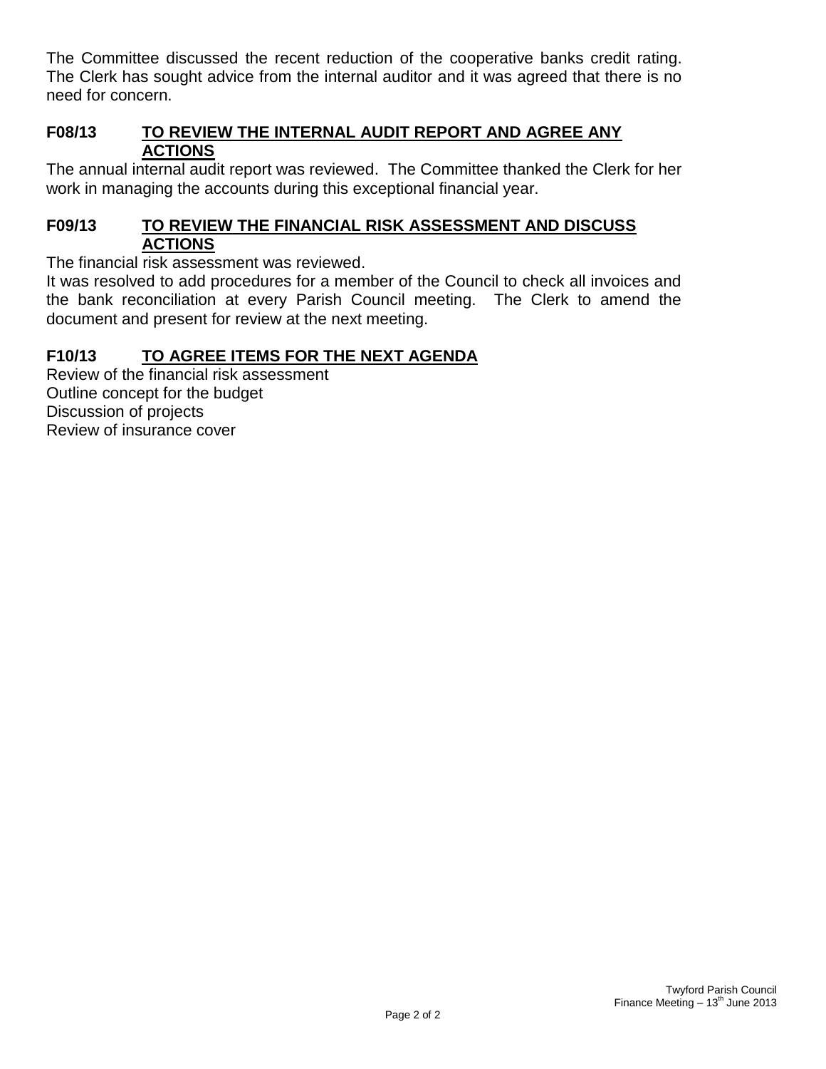The Committee discussed the recent reduction of the cooperative banks credit rating. The Clerk has sought advice from the internal auditor and it was agreed that there is no need for concern.

### F08/13 TO REVIEW THE INTERNAL AUDIT REPORT AND AGREE ANY ACTIONS

The annual internal audit report was reviewed. The Committee thanked the Clerk for her work in managing the accounts during this exceptional financial year.

### F09/13 TO REVIEW THE FINANCIAL RISK ASSESSMENT AND DISCUSS ACTIONS

The financial risk assessment was reviewed.

It was resolved to add procedures for a member of the Council to check all invoices and the bank reconciliation at every Parish Council meeting. The Clerk to amend the document and present for review at the next meeting.

### F10/13 TO AGREE ITEMS FOR THE NEXT AGENDA

Review of the financial risk assessment
Outline concept for the budget
Discussion of projects
Review of insurance cover